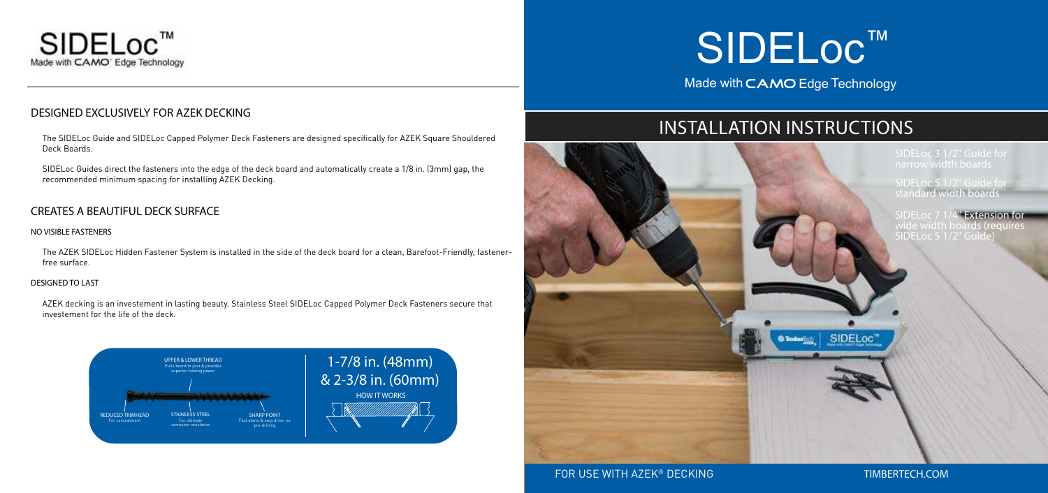# SIDELoc™

Made with CAMO® Edge Technology

## DESIGNED EXCLUSIVELY FOR AZEK DECKING

The SIDELoc Guide and SIDELoc Capped Polymer Deck Fasteners are designed specifically for AZEK Square Shouldered Deck Boards.

SIDELoc Guides direct the fasteners into the edge of the deck board and automatically create a 1/8 in. (3mm) gap, the recommended minimum spacing for installing AZEK Decking.

## CREATES A BEAUTIFUL DECK SURFACE

### NO VISIBLE FASTENERS

The AZEK SIDELoc Hidden Fastener System is installed in the side of the deck board for a clean, Barefoot-Friendly, fastener-free surface.

### DESIGNED TO LAST

AZEK decking is an investement in lasting beauty. Stainless Steel SIDELoc Capped Polymer Deck Fasteners secure that investement for the life of the deck.

UPPER & LOWER THREAD
Pulls board to joist & provides superior holding power

REDUCED TRIMHEAD
For concealment

STAINLESS STEEL
For ultimate corrosion resistance

SHARP POINT
Fast starts & easy drive; no pre-drilling

1-7/8 in. (48mm) & 2-3/8 in. (60mm)

HOW IT WORKS

# SIDELoc™

Made with CAMO Edge Technology

## INSTALLATION INSTRUCTIONS

SIDELoc 3 1/2" Guide for narrow width boards

SIDELoc 5 1/2" Guide for standard width boards

SIDELoc 7 1/4" Extension for wide width boards (requires SIDELoc 5 1/2" Guide)

FOR USE WITH AZEK® DECKING

TIMBERTECH.COM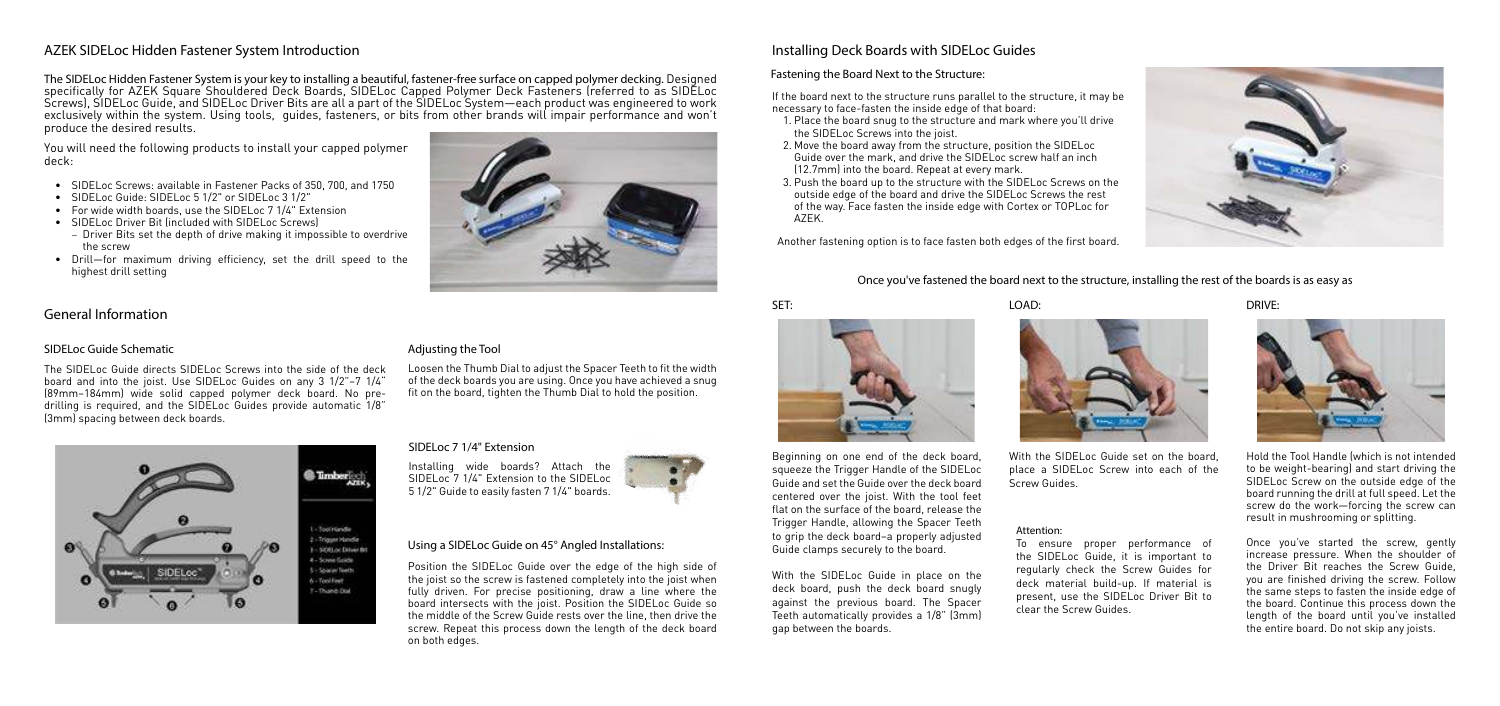## AZEK SIDELoc Hidden Fastener System Introduction

The SIDELoc Hidden Fastener System is your key to installing a beautiful, fastener-free surface on capped polymer decking. Designed specifically for AZEK Square Shouldered Deck Boards, SIDELoc Capped Polymer Deck Fasteners (referred to as SIDELoc Screws), SIDELoc Guide, and SIDELoc Driver Bits are all a part of the SIDELoc System—each product was engineered to work exclusively within the system. Using tools, guides, fasteners, or bits from other brands will impair performance and won't produce the desired results.

You will need the following products to install your capped polymer deck:

- SIDELoc Screws: available in Fastener Packs of 350, 700, and 1750
- SIDELoc Guide: SIDELoc 5 1/2" or SIDELoc 3 1/2"
- For wide width boards, use the SIDELoc 7 1/4" Extension
- SIDELoc Driver Bit (included with SIDELoc Screws)
  - Driver Bits set the depth of drive making it impossible to overdrive the screw
- Drill—for maximum driving efficiency, set the drill speed to the highest drill setting

## General Information

### SIDELoc Guide Schematic

The SIDELoc Guide directs SIDELoc Screws into the side of the deck board and into the joist. Use SIDELoc Guides on any 3 1/2"–7 1/4" (89mm–184mm) wide solid capped polymer deck board. No pre-drilling is required, and the SIDELoc Guides provide automatic 1/8" (3mm) spacing between deck boards.

1 - Tool Handle
2 - Trigger Handle
3 - SIDELoc Driver Bit
4 - Screw Guide
5 - Spacer Teeth
6 - Tool Feet
7 - Thumb Dial

### Adjusting the Tool

Loosen the Thumb Dial to adjust the Spacer Teeth to fit the width of the deck boards you are using. Once you have achieved a snug fit on the board, tighten the Thumb Dial to hold the position.

### SIDELoc 7 1/4" Extension

Installing wide boards? Attach the SIDELoc 7 1/4" Extension to the SIDELoc 5 1/2" Guide to easily fasten 7 1/4" boards.

### Using a SIDELoc Guide on 45° Angled Installations:

Position the SIDELoc Guide over the edge of the high side of the joist so the screw is fastened completely into the joist when fully driven. For precise positioning, draw a line where the board intersects with the joist. Position the SIDELoc Guide so the middle of the Screw Guide rests over the line, then drive the screw. Repeat this process down the length of the deck board on both edges.

## Installing Deck Boards with SIDELoc Guides

### Fastening the Board Next to the Structure:

If the board next to the structure runs parallel to the structure, it may be necessary to face-fasten the inside edge of that board:

1. Place the board snug to the structure and mark where you'll drive the SIDELoc Screws into the joist.
2. Move the board away from the structure, position the SIDELoc Guide over the mark, and drive the SIDELoc screw half an inch (12.7mm) into the board. Repeat at every mark.
3. Push the board up to the structure with the SIDELoc Screws on the outside edge of the board and drive the SIDELoc Screws the rest of the way. Face fasten the inside edge with Cortex or TOPLoc for AZEK.

Another fastening option is to face fasten both edges of the first board.

Once you've fastened the board next to the structure, installing the rest of the boards is as easy as

### SET:

Beginning on one end of the deck board, squeeze the Trigger Handle of the SIDELoc Guide and set the Guide over the deck board centered over the joist. With the tool feet flat on the surface of the board, release the Trigger Handle, allowing the Spacer Teeth to grip the deck board–a properly adjusted Guide clamps securely to the board.

With the SIDELoc Guide in place on the deck board, push the deck board snugly against the previous board. The Spacer Teeth automatically provides a 1/8" (3mm) gap between the boards.

### LOAD:

With the SIDELoc Guide set on the board, place a SIDELoc Screw into each of the Screw Guides.

**Attention:**

To ensure proper performance of the SIDELoc Guide, it is important to regularly check the Screw Guides for deck material build-up. If material is present, use the SIDELoc Driver Bit to clear the Screw Guides.

### DRIVE:

Hold the Tool Handle (which is not intended to be weight-bearing) and start driving the SIDELoc Screw on the outside edge of the board running the drill at full speed. Let the screw do the work—forcing the screw can result in mushrooming or splitting.

Once you've started the screw, gently increase pressure. When the shoulder of the Driver Bit reaches the Screw Guide, you are finished driving the screw. Follow the same steps to fasten the inside edge of the board. Continue this process down the length of the board until you've installed the entire board. Do not skip any joists.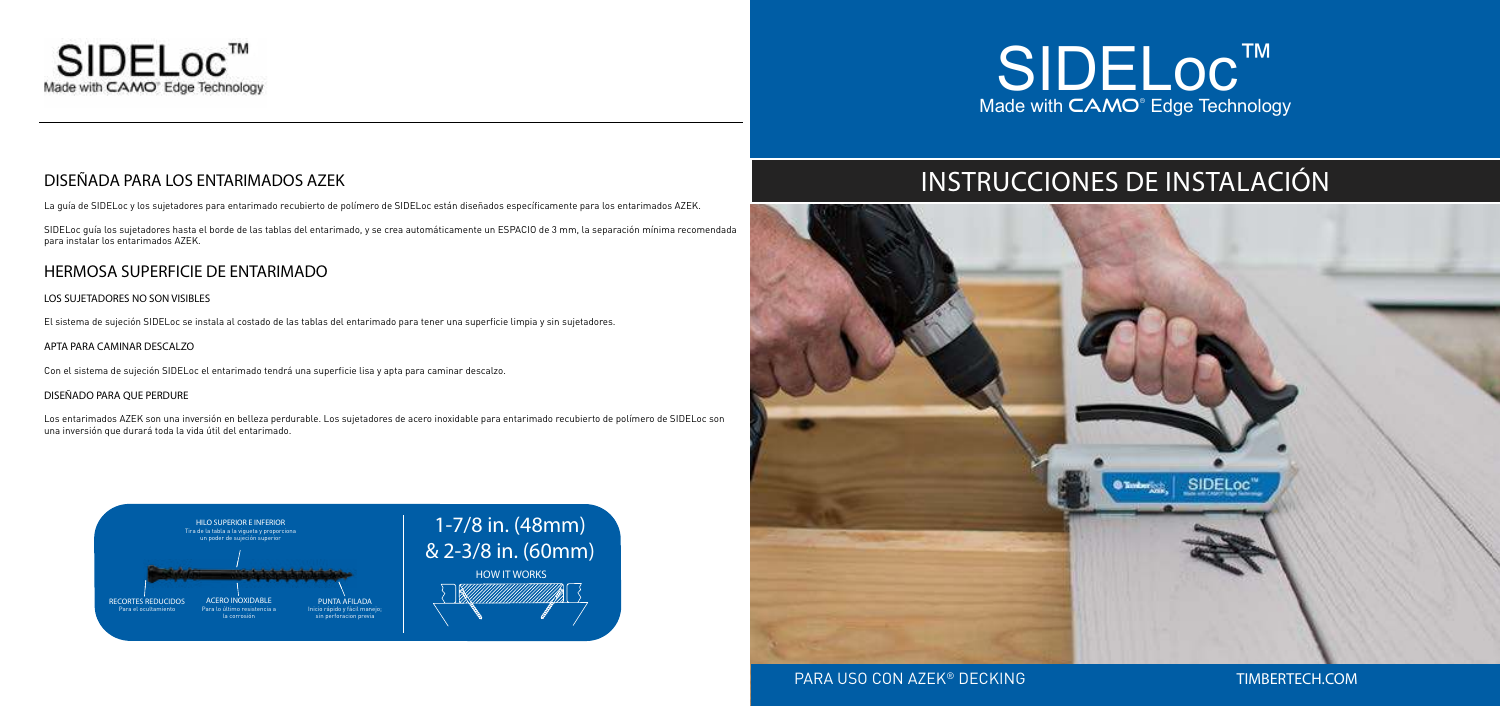# SIDELoc™

Made with CAMO® Edge Technology

## DISEÑADA PARA LOS ENTARIMADOS AZEK

La guía de SIDELoc y los sujetadores para entarimado recubierto de polímero de SIDELoc están diseñados específicamente para los entarimados AZEK.

SIDELoc guía los sujetadores hasta el borde de las tablas del entarimado, y se crea automáticamente un ESPACIO de 3 mm, la separación mínima recomendada para instalar los entarimados AZEK.

## HERMOSA SUPERFICIE DE ENTARIMADO

### LOS SUJETADORES NO SON VISIBLES

El sistema de sujeción SIDELoc se instala al costado de las tablas del entarimado para tener una superficie limpia y sin sujetadores.

### APTA PARA CAMINAR DESCALZO

Con el sistema de sujeción SIDELoc el entarimado tendrá una superficie lisa y apta para caminar descalzo.

### DISEÑADO PARA QUE PERDURE

Los entarimados AZEK son una inversión en belleza perdurable. Los sujetadores de acero inoxidable para entarimado recubierto de polímero de SIDELoc son una inversión que durará toda la vida útil del entarimado.

HILO SUPERIOR E INFERIOR
Tira de la tabla a la vigueta y proporciona un poder de sujeción superior

RECORTES REDUCIDOS
Para el ocultamiento

ACERO INOXIDABLE
Para lo último resistencia a la corrosión

PUNTA AFILADA
Inicio rápido y fácil manejo; sin perforación previa

1-7/8 in. (48mm) & 2-3/8 in. (60mm)

HOW IT WORKS

# SIDELoc™

Made with CAMO® Edge Technology

## INSTRUCCIONES DE INSTALACIÓN

PARA USO CON AZEK® DECKING

TIMBERTECH.COM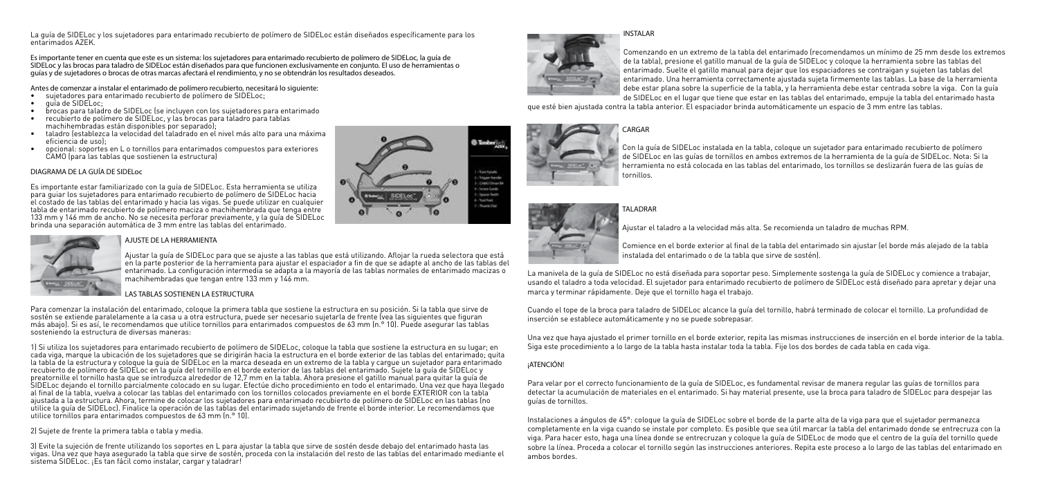La guía de SIDELoc y los sujetadores para entarimado recubierto de polímero de SIDELoc están diseñados específicamente para los entarimados AZEK.

Es importante tener en cuenta que este es un sistema: los sujetadores para entarimado recubierto de polímero de SIDELoc, la guía de SIDELoc y las brocas para taladro de SIDELoc están diseñados para que funcionen exclusivamente en conjunto. El uso de herramientas o guías y de sujetadores o brocas de otras marcas afectará el rendimiento, y no se obtendrán los resultados deseados.

Antes de comenzar a instalar el entarimado de polímero recubierto, necesitará lo siguiente:

- sujetadores para entarimado recubierto de polímero de SIDELoc;
- guía de SIDELoc;
- brocas para taladro de SIDELoc (se incluyen con los sujetadores para entarimado recubierto de polímero de SIDELoc, y las brocas para taladro para tablas machihembradas están disponibles por separado);
- taladro (establezca la velocidad del taladrado en el nivel más alto para una máxima eficiencia de uso);
- opcional: soportes en L o tornillos para entarimados compuestos para exteriores CAMO (para las tablas que sostienen la estructura)

## DIAGRAMA DE LA GUÍA DE SIDELoc

Es importante estar familiarizado con la guía de SIDELoc. Esta herramienta se utiliza para guiar los sujetadores para entarimado recubierto de polímero de SIDELoc hacia el costado de las tablas del entarimado y hacia las vigas. Se puede utilizar en cualquier tabla de entarimado recubierto de polímero maciza o machihembrada que tenga entre 133 mm y 146 mm de ancho. No se necesita perforar previamente, y la guía de SIDELoc brinda una separación automática de 3 mm entre las tablas del entarimado.

1 - Tool Handle
2 - Trigger Handle
3 - CAMO Driver Bit
4 - Screw Guide
5 - Spacer Teeth
6 - Tool Feet
7 - Thumb Dial

## AJUSTE DE LA HERRAMIENTA

Ajustar la guía de SIDELoc para que se ajuste a las tablas que está utilizando. Aflojar la rueda selectora que está en la parte posterior de la herramienta para ajustar el espaciador a fin de que se adapte al ancho de las tablas del entarimado. La configuración intermedia se adapta a la mayoría de las tablas normales de entarimado macizos o machihembradas que tengan entre 133 mm y 146 mm.

## LAS TABLAS SOSTIENEN LA ESTRUCTURA

Para comenzar la instalación del entarimado, coloque la primera tabla que sostiene la estructura en su posición. Si la tabla que sirve de sostén se extiende paralelamente a la casa u a otra estructura, puede ser necesario sujetarla de frente (vea las siguientes que figuran más abajo). Si es así, le recomendamos que utilice tornillos para entarimados compuestos de 63 mm (n.° 10). Puede asegurar las tablas sosteniendo la estructura de diversas maneras:

1) Si utiliza los sujetadores para entarimado recubierto de polímero de SIDELoc, coloque la tabla que sostiene la estructura en su lugar; en cada viga, marque la ubicación de los sujetadores que se dirigirán hacia la estructura en el borde exterior de las tablas del entarimado; quite la tabla de la estructura y coloque la guía de SIDELoc en la marca deseada en un extremo de la tabla y cargue un sujetador para entarimado recubierto de polímero de SIDELoc en la guía del tornillo en el borde exterior de las tablas del entarimado. Sujete la guía de SIDELoc y preatornille el tornillo hasta que se introduzca alrededor de 12,7 mm en la tabla. Ahora presione el gatillo manual para quitar la guía de SIDELoc dejando el tornillo parcialmente colocado en su lugar. Efectúe dicho procedimiento en todo el entarimado. Una vez que haya llegado al final de la tabla, vuelva a colocar las tablas del entarimado con los tornillos colocados previamente en el borde EXTERIOR con la tabla ajustada a la estructura. Ahora, termine de colocar los sujetadores para entarimado recubierto de polímero de SIDELoc en las tablas (no utilice la guía de SIDELoc). Finalice la operación de las tablas del entarimado sujetando de frente el borde interior. Le recomendamos que utilice tornillos para entarimados compuestos de 63 mm (n.° 10).

2) Sujete de frente la primera tabla o tabla y media.

3) Evite la sujeción de frente utilizando los soportes en L para ajustar la tabla que sirve de sostén desde debajo del entarimado hasta las vigas. Una vez que haya asegurado la tabla que sirve de sostén, proceda con la instalación del resto de las tablas del entarimado mediante el sistema SIDELoc. ¡Es tan fácil como instalar, cargar y taladrar!

## INSTALAR

Comenzando en un extremo de la tabla del entarimado (recomendamos un mínimo de 25 mm desde los extremos de la tabla), presione el gatillo manual de la guía de SIDELoc y coloque la herramienta sobre las tablas del entarimado. Suelte el gatillo manual para dejar que los espaciadores se contraigan y sujeten las tablas del entarimado. Una herramienta correctamente ajustada sujeta firmemente las tablas. La base de la herramienta debe estar plana sobre la superficie de la tabla, y la herramienta debe estar centrada sobre la viga. Con la guía de SIDELoc en el lugar que tiene que estar en las tablas del entarimado, empuje la tabla del entarimado hasta que esté bien ajustada contra la tabla anterior. El espaciador brinda automáticamente un espacio de 3 mm entre las tablas.

## CARGAR

Con la guía de SIDELoc instalada en la tabla, coloque un sujetador para entarimado recubierto de polímero de SIDELoc en las guías de tornillos en ambos extremos de la herramienta de la guía de SIDELoc. Nota: Si la herramienta no está colocada en las tablas del entarimado, los tornillos se deslizarán fuera de las guías de tornillos.

## TALADRAR

Ajustar el taladro a la velocidad más alta. Se recomienda un taladro de muchas RPM.

Comience en el borde exterior al final de la tabla del entarimado sin ajustar (el borde más alejado de la tabla instalada del entarimado o de la tabla que sirve de sostén).

La manivela de la guía de SIDELoc no está diseñada para soportar peso. Simplemente sostenga la guía de SIDELoc y comience a trabajar, usando el taladro a toda velocidad. El sujetador para entarimado recubierto de polímero de SIDELoc está diseñado para apretar y dejar una marca y terminar rápidamente. Deje que el tornillo haga el trabajo.

Cuando el tope de la broca para taladro de SIDELoc alcance la guía del tornillo, habrá terminado de colocar el tornillo. La profundidad de inserción se establece automáticamente y no se puede sobrepasar.

Una vez que haya ajustado el primer tornillo en el borde exterior, repita las mismas instrucciones de inserción en el borde interior de la tabla. Siga este procedimiento a lo largo de la tabla hasta instalar toda la tabla. Fije los dos bordes de cada tabla en cada viga.

## ¡ATENCIÓN!

Para velar por el correcto funcionamiento de la guía de SIDELoc, es fundamental revisar de manera regular las guías de tornillos para detectar la acumulación de materiales en el entarimado. Si hay material presente, use la broca para taladro de SIDELoc para despejar las guías de tornillos.

Instalaciones a ángulos de 45°: coloque la guía de SIDELoc sobre el borde de la parte alta de la viga para que el sujetador permanezca completamente en la viga cuando se instale por completo. Es posible que sea útil marcar la tabla del entarimado donde se entrecruza con la viga. Para hacer esto, haga una línea donde se entrecruzan y coloque la guía de SIDELoc de modo que el centro de la guía del tornillo quede sobre la línea. Proceda a colocar el tornillo según las instrucciones anteriores. Repita este proceso a lo largo de las tablas del entarimado en ambos bordes.